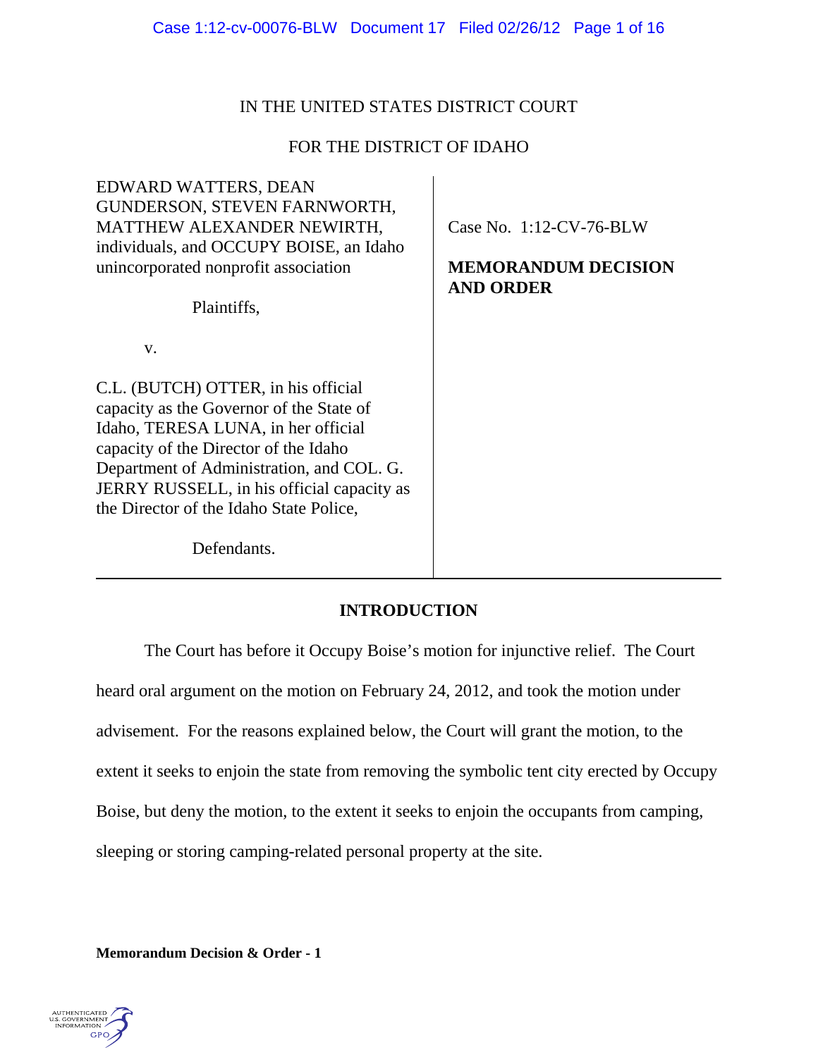IN THE UNITED STATES DISTRICT COURT

FOR THE DISTRICT OF IDAHO

| | |
|---|---|
| EDWARD WATTERS, DEAN GUNDERSON, STEVEN FARNWORTH, MATTHEW ALEXANDER NEWIRTH, individuals, and OCCUPY BOISE, an Idaho unincorporated nonprofit association<br><br>Plaintiffs,<br><br>v.<br><br>C.L. (BUTCH) OTTER, in his official capacity as the Governor of the State of Idaho, TERESA LUNA, in her official capacity of the Director of the Idaho Department of Administration, and COL. G. JERRY RUSSELL, in his official capacity as the Director of the Idaho State Police,<br><br>Defendants. | Case No. 1:12-CV-76-BLW<br><br>**MEMORANDUM DECISION AND ORDER** |

## INTRODUCTION

The Court has before it Occupy Boise's motion for injunctive relief. The Court heard oral argument on the motion on February 24, 2012, and took the motion under advisement. For the reasons explained below, the Court will grant the motion, to the extent it seeks to enjoin the state from removing the symbolic tent city erected by Occupy Boise, but deny the motion, to the extent it seeks to enjoin the occupants from camping, sleeping or storing camping-related personal property at the site.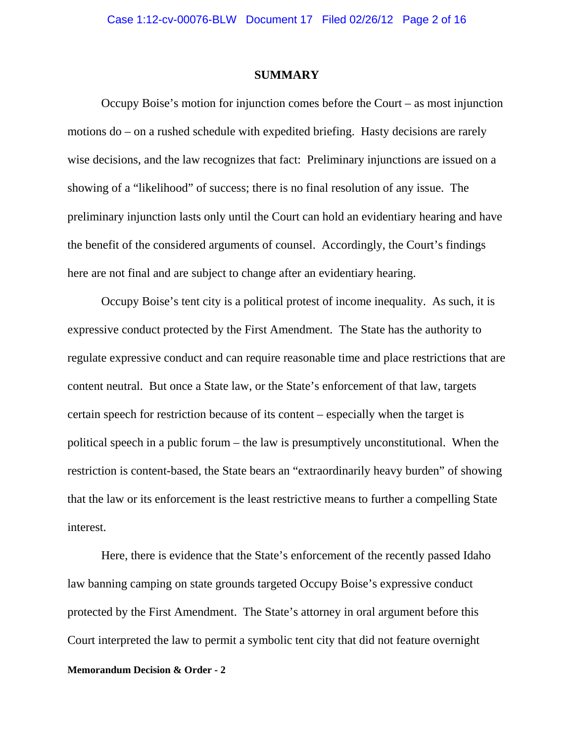## SUMMARY

Occupy Boise's motion for injunction comes before the Court – as most injunction motions do – on a rushed schedule with expedited briefing. Hasty decisions are rarely wise decisions, and the law recognizes that fact: Preliminary injunctions are issued on a showing of a "likelihood" of success; there is no final resolution of any issue. The preliminary injunction lasts only until the Court can hold an evidentiary hearing and have the benefit of the considered arguments of counsel. Accordingly, the Court's findings here are not final and are subject to change after an evidentiary hearing.

Occupy Boise's tent city is a political protest of income inequality. As such, it is expressive conduct protected by the First Amendment. The State has the authority to regulate expressive conduct and can require reasonable time and place restrictions that are content neutral. But once a State law, or the State's enforcement of that law, targets certain speech for restriction because of its content – especially when the target is political speech in a public forum – the law is presumptively unconstitutional. When the restriction is content-based, the State bears an "extraordinarily heavy burden" of showing that the law or its enforcement is the least restrictive means to further a compelling State interest.

Here, there is evidence that the State's enforcement of the recently passed Idaho law banning camping on state grounds targeted Occupy Boise's expressive conduct protected by the First Amendment. The State's attorney in oral argument before this Court interpreted the law to permit a symbolic tent city that did not feature overnight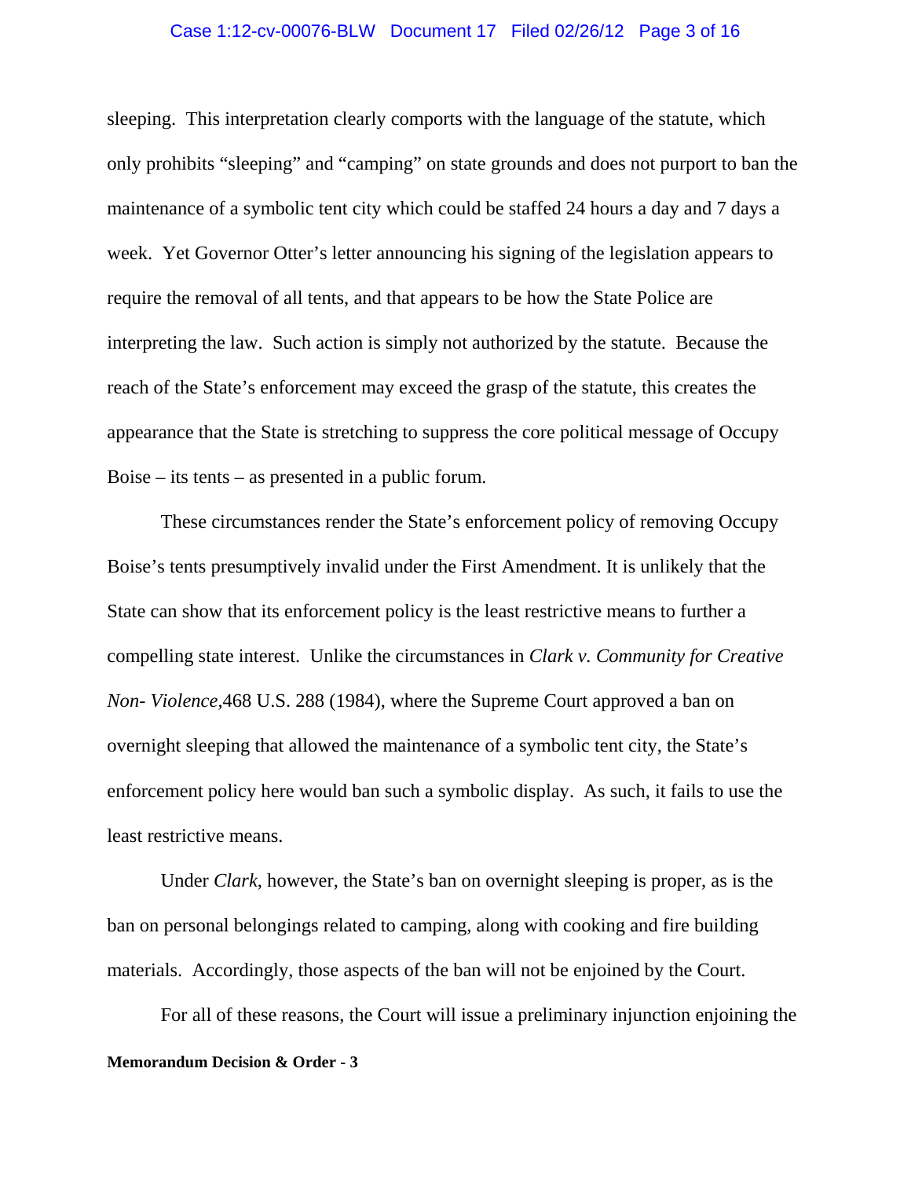sleeping. This interpretation clearly comports with the language of the statute, which only prohibits "sleeping" and "camping" on state grounds and does not purport to ban the maintenance of a symbolic tent city which could be staffed 24 hours a day and 7 days a week. Yet Governor Otter's letter announcing his signing of the legislation appears to require the removal of all tents, and that appears to be how the State Police are interpreting the law. Such action is simply not authorized by the statute. Because the reach of the State's enforcement may exceed the grasp of the statute, this creates the appearance that the State is stretching to suppress the core political message of Occupy Boise – its tents – as presented in a public forum.

These circumstances render the State's enforcement policy of removing Occupy Boise's tents presumptively invalid under the First Amendment. It is unlikely that the State can show that its enforcement policy is the least restrictive means to further a compelling state interest. Unlike the circumstances in *Clark v. Community for Creative Non- Violence,*468 U.S. 288 (1984), where the Supreme Court approved a ban on overnight sleeping that allowed the maintenance of a symbolic tent city, the State's enforcement policy here would ban such a symbolic display. As such, it fails to use the least restrictive means.

Under *Clark*, however, the State's ban on overnight sleeping is proper, as is the ban on personal belongings related to camping, along with cooking and fire building materials. Accordingly, those aspects of the ban will not be enjoined by the Court.

For all of these reasons, the Court will issue a preliminary injunction enjoining the

**Memorandum Decision & Order - 3**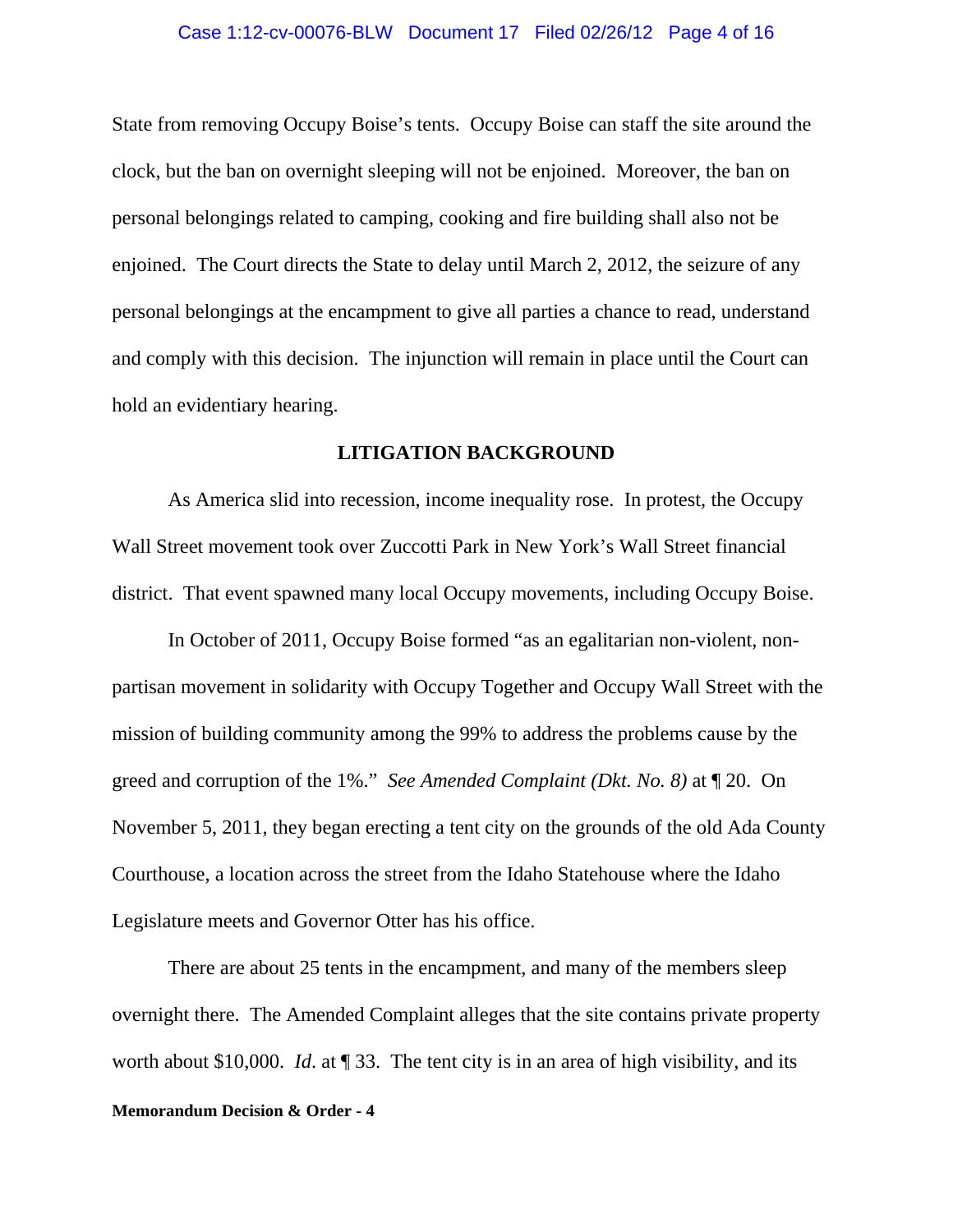State from removing Occupy Boise's tents. Occupy Boise can staff the site around the clock, but the ban on overnight sleeping will not be enjoined. Moreover, the ban on personal belongings related to camping, cooking and fire building shall also not be enjoined. The Court directs the State to delay until March 2, 2012, the seizure of any personal belongings at the encampment to give all parties a chance to read, understand and comply with this decision. The injunction will remain in place until the Court can hold an evidentiary hearing.

## LITIGATION BACKGROUND

As America slid into recession, income inequality rose. In protest, the Occupy Wall Street movement took over Zuccotti Park in New York's Wall Street financial district. That event spawned many local Occupy movements, including Occupy Boise.

In October of 2011, Occupy Boise formed "as an egalitarian non-violent, non-partisan movement in solidarity with Occupy Together and Occupy Wall Street with the mission of building community among the 99% to address the problems cause by the greed and corruption of the 1%." *See Amended Complaint (Dkt. No. 8)* at ¶ 20. On November 5, 2011, they began erecting a tent city on the grounds of the old Ada County Courthouse, a location across the street from the Idaho Statehouse where the Idaho Legislature meets and Governor Otter has his office.

There are about 25 tents in the encampment, and many of the members sleep overnight there. The Amended Complaint alleges that the site contains private property worth about $10,000. *Id.* at ¶ 33. The tent city is in an area of high visibility, and its

**Memorandum Decision & Order - 4**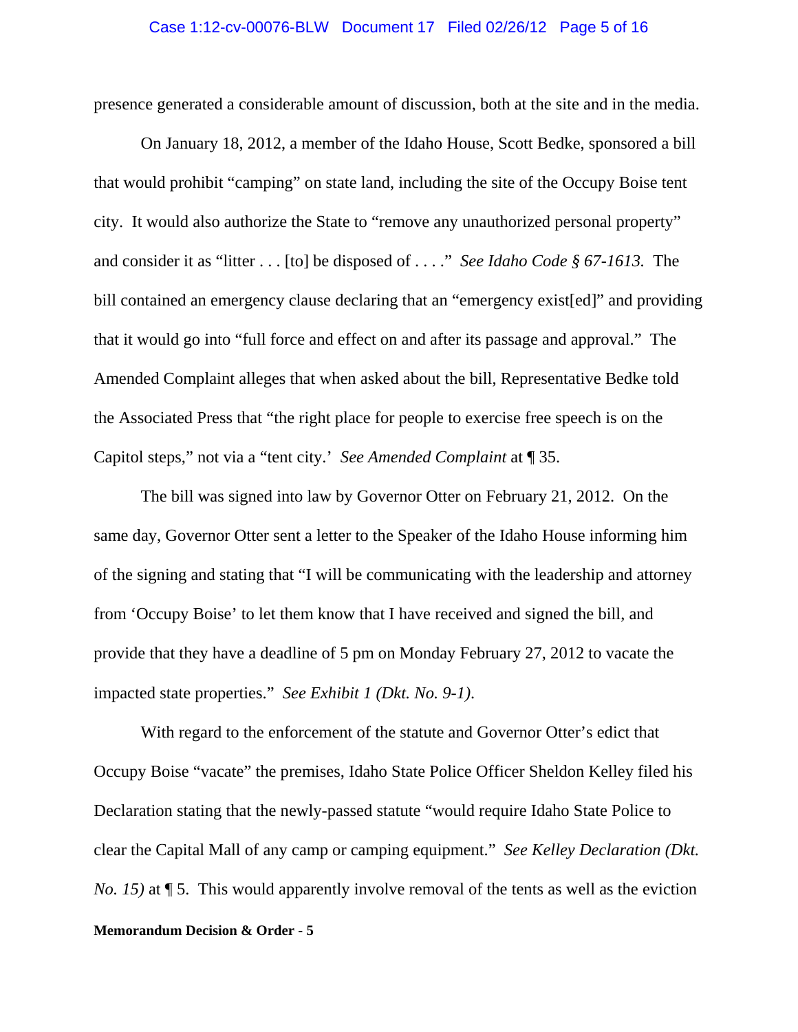presence generated a considerable amount of discussion, both at the site and in the media.

On January 18, 2012, a member of the Idaho House, Scott Bedke, sponsored a bill that would prohibit "camping" on state land, including the site of the Occupy Boise tent city. It would also authorize the State to "remove any unauthorized personal property" and consider it as "litter . . . [to] be disposed of . . . ." *See Idaho Code § 67-1613.* The bill contained an emergency clause declaring that an "emergency exist[ed]" and providing that it would go into "full force and effect on and after its passage and approval." The Amended Complaint alleges that when asked about the bill, Representative Bedke told the Associated Press that "the right place for people to exercise free speech is on the Capitol steps," not via a "tent city.' *See Amended Complaint* at ¶ 35.

The bill was signed into law by Governor Otter on February 21, 2012. On the same day, Governor Otter sent a letter to the Speaker of the Idaho House informing him of the signing and stating that "I will be communicating with the leadership and attorney from 'Occupy Boise' to let them know that I have received and signed the bill, and provide that they have a deadline of 5 pm on Monday February 27, 2012 to vacate the impacted state properties." *See Exhibit 1 (Dkt. No. 9-1).*

With regard to the enforcement of the statute and Governor Otter's edict that Occupy Boise "vacate" the premises, Idaho State Police Officer Sheldon Kelley filed his Declaration stating that the newly-passed statute "would require Idaho State Police to clear the Capital Mall of any camp or camping equipment." *See Kelley Declaration (Dkt. No. 15)* at ¶ 5. This would apparently involve removal of the tents as well as the eviction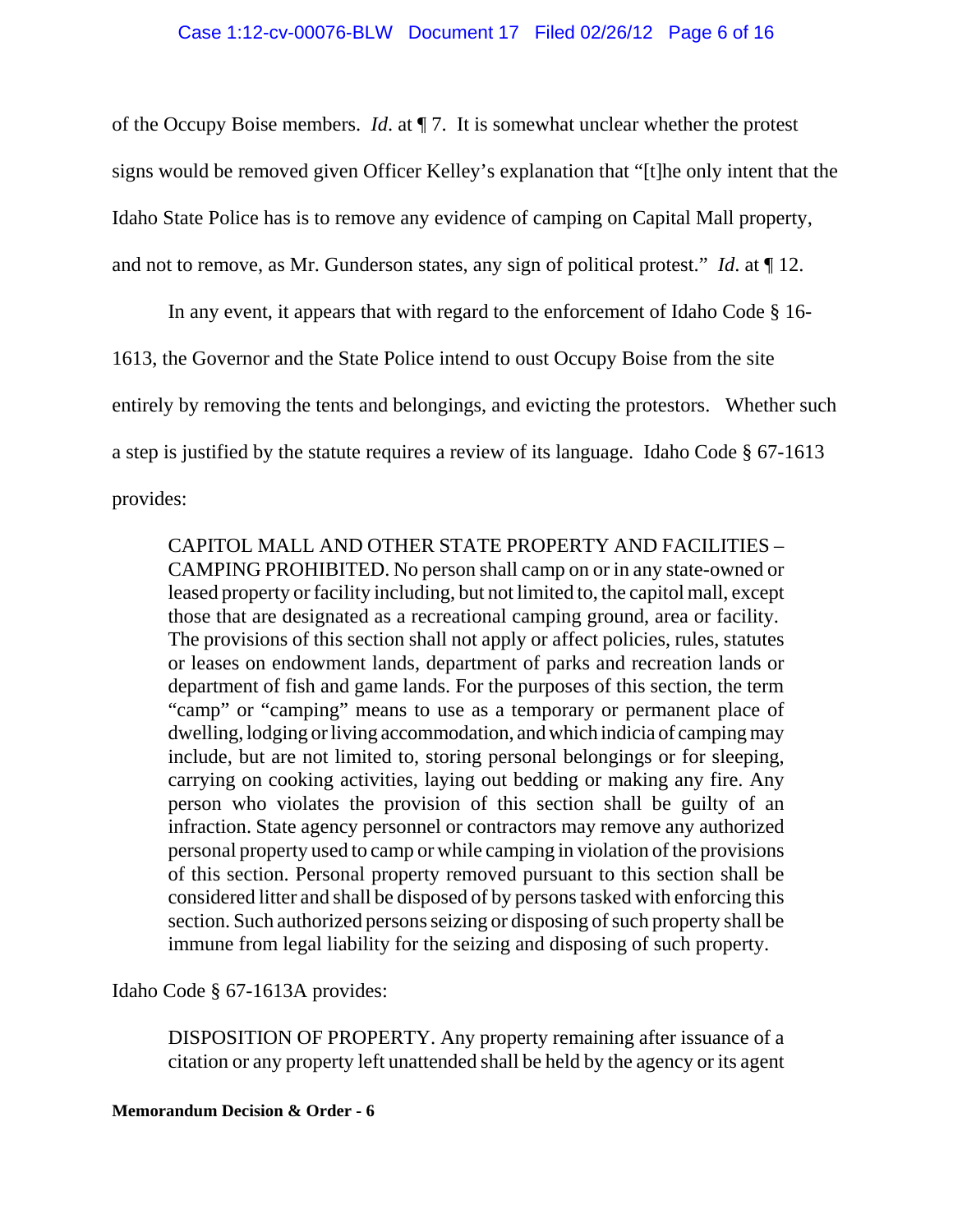of the Occupy Boise members. *Id*. at ¶ 7. It is somewhat unclear whether the protest signs would be removed given Officer Kelley's explanation that "[t]he only intent that the Idaho State Police has is to remove any evidence of camping on Capital Mall property, and not to remove, as Mr. Gunderson states, any sign of political protest." *Id*. at ¶ 12.

In any event, it appears that with regard to the enforcement of Idaho Code § 16-1613, the Governor and the State Police intend to oust Occupy Boise from the site entirely by removing the tents and belongings, and evicting the protestors. Whether such a step is justified by the statute requires a review of its language. Idaho Code § 67-1613 provides:

> CAPITOL MALL AND OTHER STATE PROPERTY AND FACILITIES – CAMPING PROHIBITED. No person shall camp on or in any state-owned or leased property or facility including, but not limited to, the capitol mall, except those that are designated as a recreational camping ground, area or facility. The provisions of this section shall not apply or affect policies, rules, statutes or leases on endowment lands, department of parks and recreation lands or department of fish and game lands. For the purposes of this section, the term "camp" or "camping" means to use as a temporary or permanent place of dwelling, lodging or living accommodation, and which indicia of camping may include, but are not limited to, storing personal belongings or for sleeping, carrying on cooking activities, laying out bedding or making any fire. Any person who violates the provision of this section shall be guilty of an infraction. State agency personnel or contractors may remove any authorized personal property used to camp or while camping in violation of the provisions of this section. Personal property removed pursuant to this section shall be considered litter and shall be disposed of by persons tasked with enforcing this section. Such authorized persons seizing or disposing of such property shall be immune from legal liability for the seizing and disposing of such property.

Idaho Code § 67-1613A provides:

> DISPOSITION OF PROPERTY. Any property remaining after issuance of a citation or any property left unattended shall be held by the agency or its agent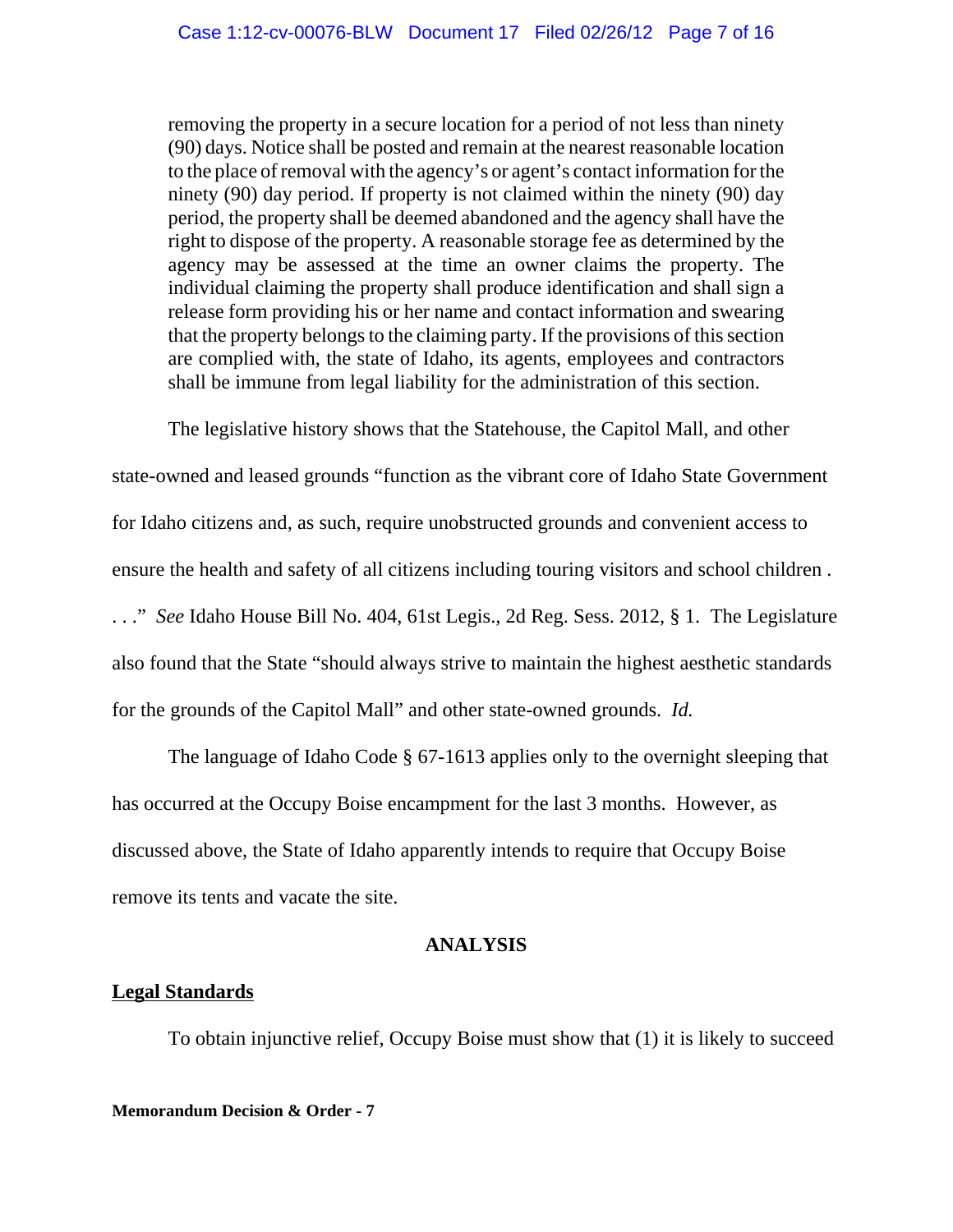> removing the property in a secure location for a period of not less than ninety (90) days. Notice shall be posted and remain at the nearest reasonable location to the place of removal with the agency's or agent's contact information for the ninety (90) day period. If property is not claimed within the ninety (90) day period, the property shall be deemed abandoned and the agency shall have the right to dispose of the property. A reasonable storage fee as determined by the agency may be assessed at the time an owner claims the property. The individual claiming the property shall produce identification and shall sign a release form providing his or her name and contact information and swearing that the property belongs to the claiming party. If the provisions of this section are complied with, the state of Idaho, its agents, employees and contractors shall be immune from legal liability for the administration of this section.

The legislative history shows that the Statehouse, the Capitol Mall, and other state-owned and leased grounds "function as the vibrant core of Idaho State Government for Idaho citizens and, as such, require unobstructed grounds and convenient access to ensure the health and safety of all citizens including touring visitors and school children . . . ." *See* Idaho House Bill No. 404, 61st Legis., 2d Reg. Sess. 2012, § 1. The Legislature also found that the State "should always strive to maintain the highest aesthetic standards for the grounds of the Capitol Mall" and other state-owned grounds. *Id.*

The language of Idaho Code § 67-1613 applies only to the overnight sleeping that has occurred at the Occupy Boise encampment for the last 3 months. However, as discussed above, the State of Idaho apparently intends to require that Occupy Boise remove its tents and vacate the site.

## ANALYSIS

### Legal Standards

To obtain injunctive relief, Occupy Boise must show that (1) it is likely to succeed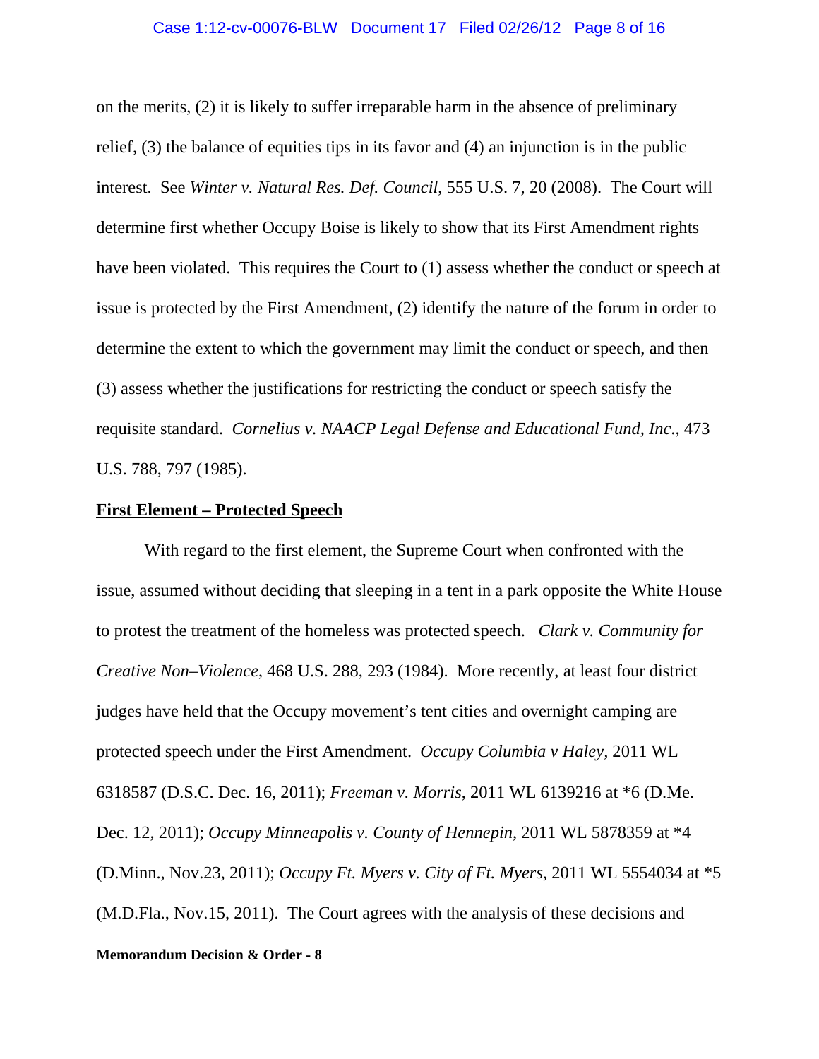on the merits, (2) it is likely to suffer irreparable harm in the absence of preliminary relief, (3) the balance of equities tips in its favor and (4) an injunction is in the public interest. See *Winter v. Natural Res. Def. Council*, 555 U.S. 7, 20 (2008). The Court will determine first whether Occupy Boise is likely to show that its First Amendment rights have been violated. This requires the Court to (1) assess whether the conduct or speech at issue is protected by the First Amendment, (2) identify the nature of the forum in order to determine the extent to which the government may limit the conduct or speech, and then (3) assess whether the justifications for restricting the conduct or speech satisfy the requisite standard. *Cornelius v. NAACP Legal Defense and Educational Fund, Inc*., 473 U.S. 788, 797 (1985).

**First Element – Protected Speech**

With regard to the first element, the Supreme Court when confronted with the issue, assumed without deciding that sleeping in a tent in a park opposite the White House to protest the treatment of the homeless was protected speech. *Clark v. Community for Creative Non–Violence*, 468 U.S. 288, 293 (1984). More recently, at least four district judges have held that the Occupy movement's tent cities and overnight camping are protected speech under the First Amendment. *Occupy Columbia v Haley*, 2011 WL 6318587 (D.S.C. Dec. 16, 2011); *Freeman v. Morris*, 2011 WL 6139216 at *6 (D.Me. Dec. 12, 2011); *Occupy Minneapolis v. County of Hennepin*, 2011 WL 5878359 at *4 (D.Minn., Nov.23, 2011); *Occupy Ft. Myers v. City of Ft. Myers*, 2011 WL 5554034 at *5 (M.D.Fla., Nov.15, 2011). The Court agrees with the analysis of these decisions and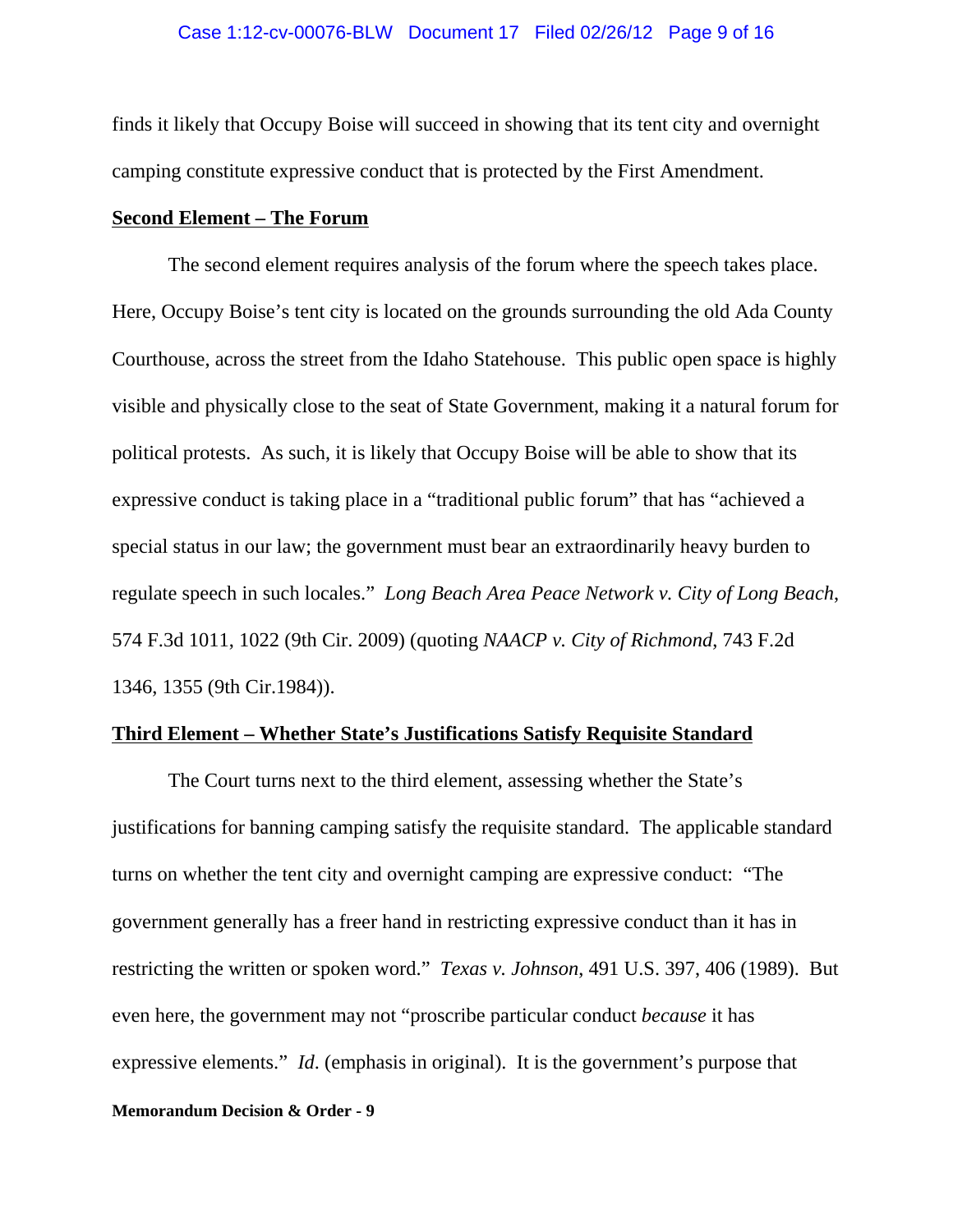finds it likely that Occupy Boise will succeed in showing that its tent city and overnight camping constitute expressive conduct that is protected by the First Amendment.

**Second Element – The Forum**

The second element requires analysis of the forum where the speech takes place. Here, Occupy Boise's tent city is located on the grounds surrounding the old Ada County Courthouse, across the street from the Idaho Statehouse. This public open space is highly visible and physically close to the seat of State Government, making it a natural forum for political protests. As such, it is likely that Occupy Boise will be able to show that its expressive conduct is taking place in a "traditional public forum" that has "achieved a special status in our law; the government must bear an extraordinarily heavy burden to regulate speech in such locales." *Long Beach Area Peace Network v. City of Long Beach*, 574 F.3d 1011, 1022 (9th Cir. 2009) (quoting *NAACP v. City of Richmond*, 743 F.2d 1346, 1355 (9th Cir.1984)).

**Third Element – Whether State's Justifications Satisfy Requisite Standard**

The Court turns next to the third element, assessing whether the State's justifications for banning camping satisfy the requisite standard. The applicable standard turns on whether the tent city and overnight camping are expressive conduct: "The government generally has a freer hand in restricting expressive conduct than it has in restricting the written or spoken word." *Texas v. Johnson*, 491 U.S. 397, 406 (1989). But even here, the government may not "proscribe particular conduct *because* it has expressive elements." *Id*. (emphasis in original). It is the government's purpose that

**Memorandum Decision & Order - 9**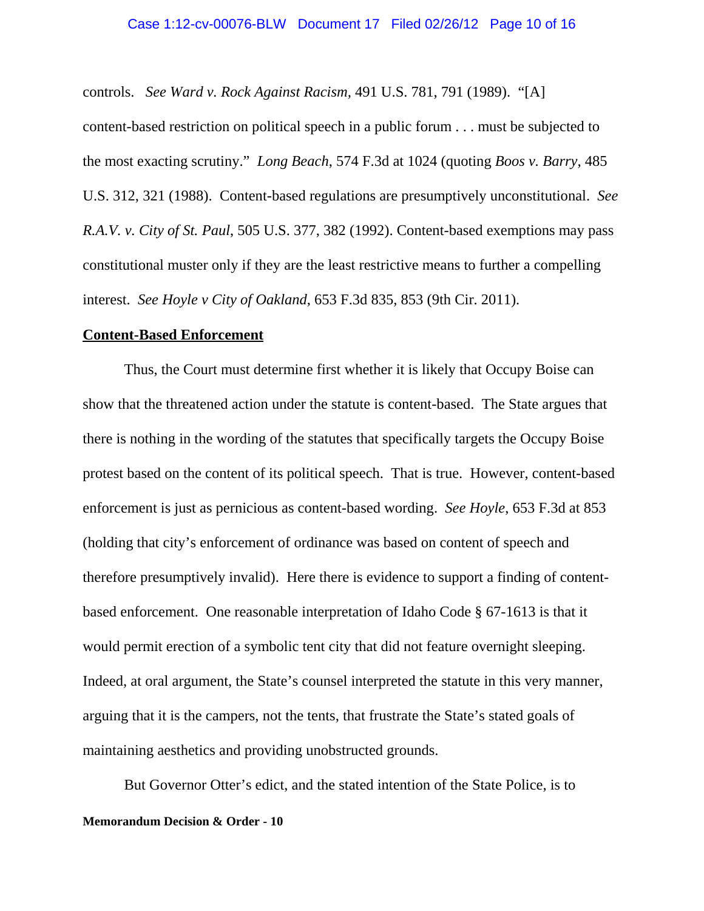controls. *See Ward v. Rock Against Racism*, 491 U.S. 781, 791 (1989). "[A] content-based restriction on political speech in a public forum . . . must be subjected to the most exacting scrutiny." *Long Beach*, 574 F.3d at 1024 (quoting *Boos v. Barry*, 485 U.S. 312, 321 (1988). Content-based regulations are presumptively unconstitutional. *See R.A.V. v. City of St. Paul*, 505 U.S. 377, 382 (1992). Content-based exemptions may pass constitutional muster only if they are the least restrictive means to further a compelling interest. *See Hoyle v City of Oakland*, 653 F.3d 835, 853 (9th Cir. 2011).

**Content-Based Enforcement**

Thus, the Court must determine first whether it is likely that Occupy Boise can show that the threatened action under the statute is content-based. The State argues that there is nothing in the wording of the statutes that specifically targets the Occupy Boise protest based on the content of its political speech. That is true. However, content-based enforcement is just as pernicious as content-based wording. *See Hoyle*, 653 F.3d at 853 (holding that city's enforcement of ordinance was based on content of speech and therefore presumptively invalid). Here there is evidence to support a finding of content-based enforcement. One reasonable interpretation of Idaho Code § 67-1613 is that it would permit erection of a symbolic tent city that did not feature overnight sleeping. Indeed, at oral argument, the State's counsel interpreted the statute in this very manner, arguing that it is the campers, not the tents, that frustrate the State's stated goals of maintaining aesthetics and providing unobstructed grounds.

But Governor Otter's edict, and the stated intention of the State Police, is to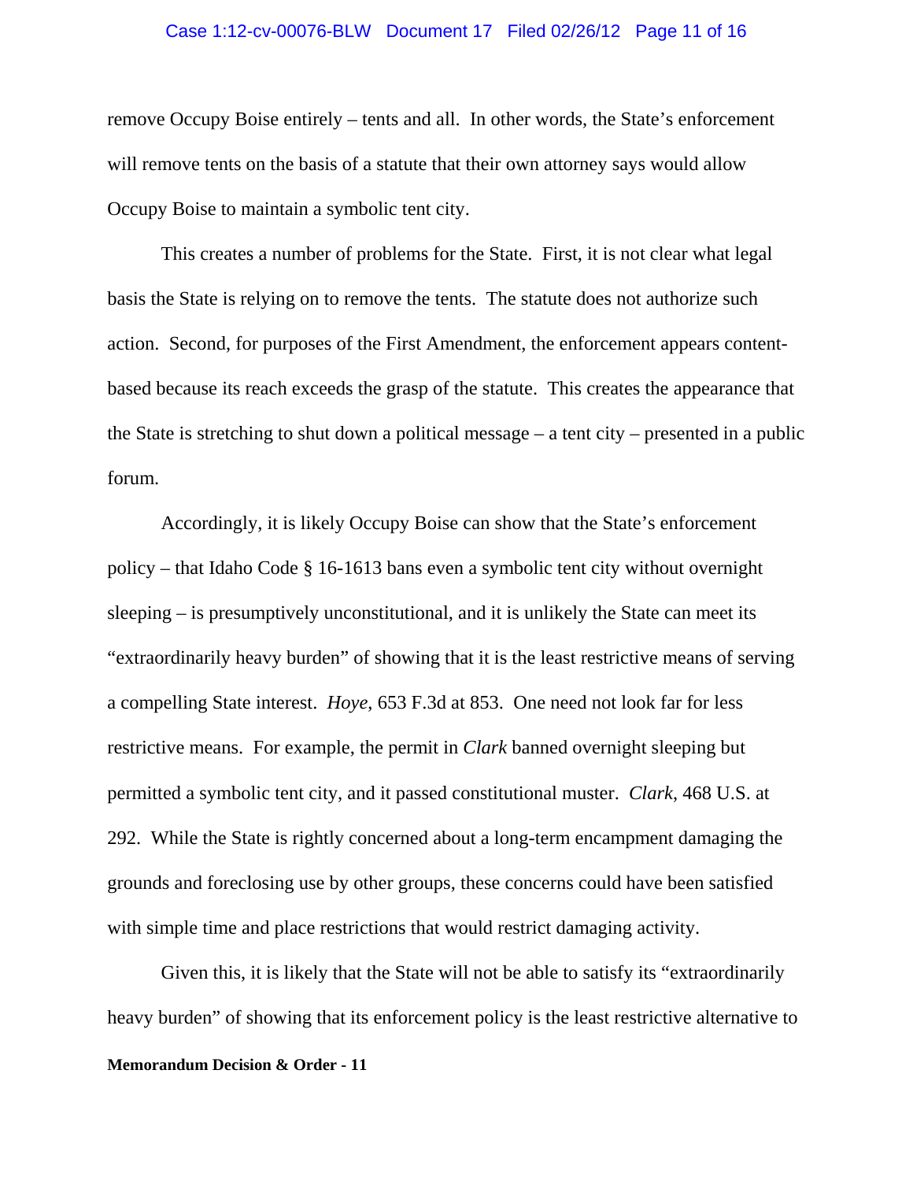remove Occupy Boise entirely – tents and all. In other words, the State's enforcement will remove tents on the basis of a statute that their own attorney says would allow Occupy Boise to maintain a symbolic tent city.

This creates a number of problems for the State. First, it is not clear what legal basis the State is relying on to remove the tents. The statute does not authorize such action. Second, for purposes of the First Amendment, the enforcement appears content-based because its reach exceeds the grasp of the statute. This creates the appearance that the State is stretching to shut down a political message – a tent city – presented in a public forum.

Accordingly, it is likely Occupy Boise can show that the State's enforcement policy – that Idaho Code § 16-1613 bans even a symbolic tent city without overnight sleeping – is presumptively unconstitutional, and it is unlikely the State can meet its "extraordinarily heavy burden" of showing that it is the least restrictive means of serving a compelling State interest. *Hoye*, 653 F.3d at 853. One need not look far for less restrictive means. For example, the permit in *Clark* banned overnight sleeping but permitted a symbolic tent city, and it passed constitutional muster. *Clark*, 468 U.S. at 292. While the State is rightly concerned about a long-term encampment damaging the grounds and foreclosing use by other groups, these concerns could have been satisfied with simple time and place restrictions that would restrict damaging activity.

Given this, it is likely that the State will not be able to satisfy its "extraordinarily heavy burden" of showing that its enforcement policy is the least restrictive alternative to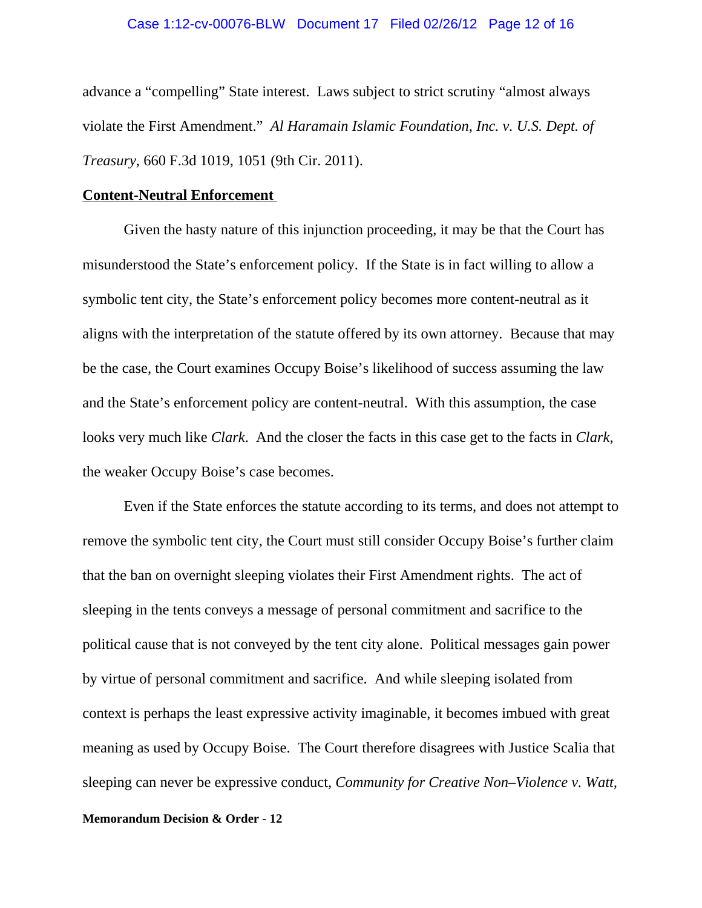advance a "compelling" State interest. Laws subject to strict scrutiny "almost always violate the First Amendment." *Al Haramain Islamic Foundation, Inc. v. U.S. Dept. of Treasury*, 660 F.3d 1019, 1051 (9th Cir. 2011).

**<u>Content-Neutral Enforcement</u>**

Given the hasty nature of this injunction proceeding, it may be that the Court has misunderstood the State's enforcement policy. If the State is in fact willing to allow a symbolic tent city, the State's enforcement policy becomes more content-neutral as it aligns with the interpretation of the statute offered by its own attorney. Because that may be the case, the Court examines Occupy Boise's likelihood of success assuming the law and the State's enforcement policy are content-neutral. With this assumption, the case looks very much like *Clark*. And the closer the facts in this case get to the facts in *Clark*, the weaker Occupy Boise's case becomes.

Even if the State enforces the statute according to its terms, and does not attempt to remove the symbolic tent city, the Court must still consider Occupy Boise's further claim that the ban on overnight sleeping violates their First Amendment rights. The act of sleeping in the tents conveys a message of personal commitment and sacrifice to the political cause that is not conveyed by the tent city alone. Political messages gain power by virtue of personal commitment and sacrifice. And while sleeping isolated from context is perhaps the least expressive activity imaginable, it becomes imbued with great meaning as used by Occupy Boise. The Court therefore disagrees with Justice Scalia that sleeping can never be expressive conduct, *Community for Creative Non–Violence v. Watt*,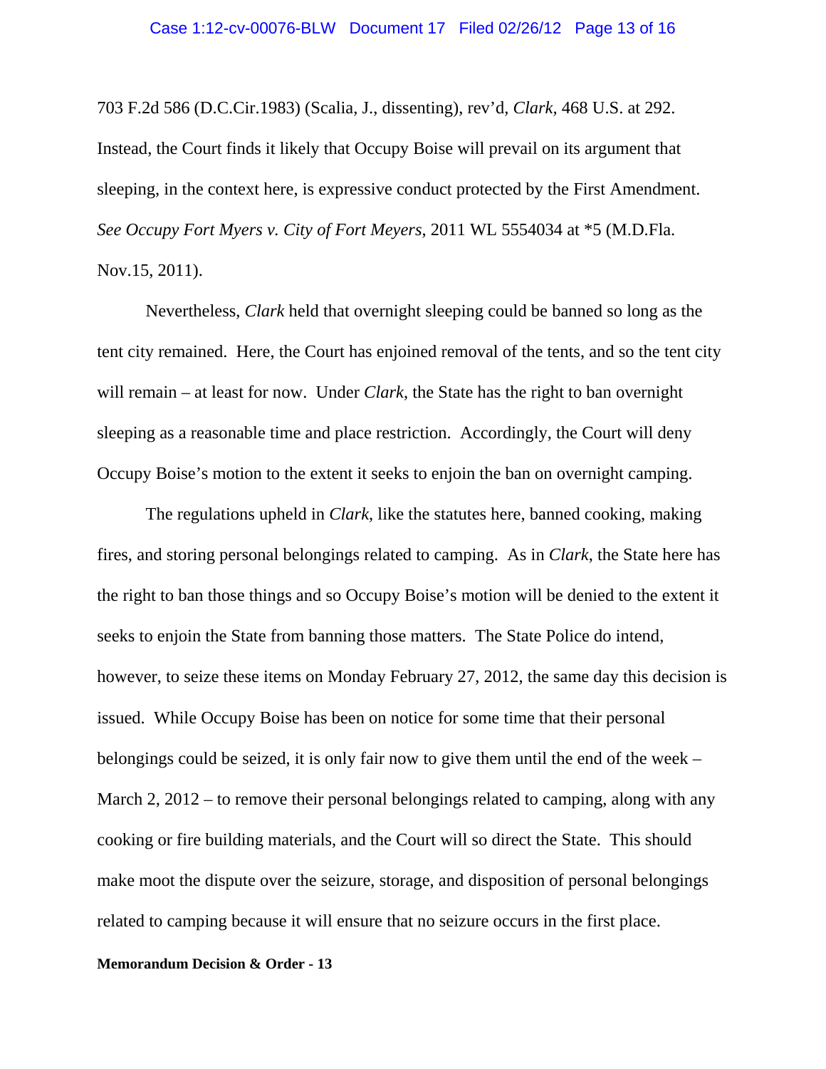703 F.2d 586 (D.C.Cir.1983) (Scalia, J., dissenting), rev'd, *Clark*, 468 U.S. at 292. Instead, the Court finds it likely that Occupy Boise will prevail on its argument that sleeping, in the context here, is expressive conduct protected by the First Amendment. *See Occupy Fort Myers v. City of Fort Meyers*, 2011 WL 5554034 at *5 (M.D.Fla. Nov.15, 2011).

Nevertheless, *Clark* held that overnight sleeping could be banned so long as the tent city remained. Here, the Court has enjoined removal of the tents, and so the tent city will remain – at least for now. Under *Clark*, the State has the right to ban overnight sleeping as a reasonable time and place restriction. Accordingly, the Court will deny Occupy Boise's motion to the extent it seeks to enjoin the ban on overnight camping.

The regulations upheld in *Clark*, like the statutes here, banned cooking, making fires, and storing personal belongings related to camping. As in *Clark*, the State here has the right to ban those things and so Occupy Boise's motion will be denied to the extent it seeks to enjoin the State from banning those matters. The State Police do intend, however, to seize these items on Monday February 27, 2012, the same day this decision is issued. While Occupy Boise has been on notice for some time that their personal belongings could be seized, it is only fair now to give them until the end of the week – March 2, 2012 – to remove their personal belongings related to camping, along with any cooking or fire building materials, and the Court will so direct the State. This should make moot the dispute over the seizure, storage, and disposition of personal belongings related to camping because it will ensure that no seizure occurs in the first place.

**Memorandum Decision & Order - 13**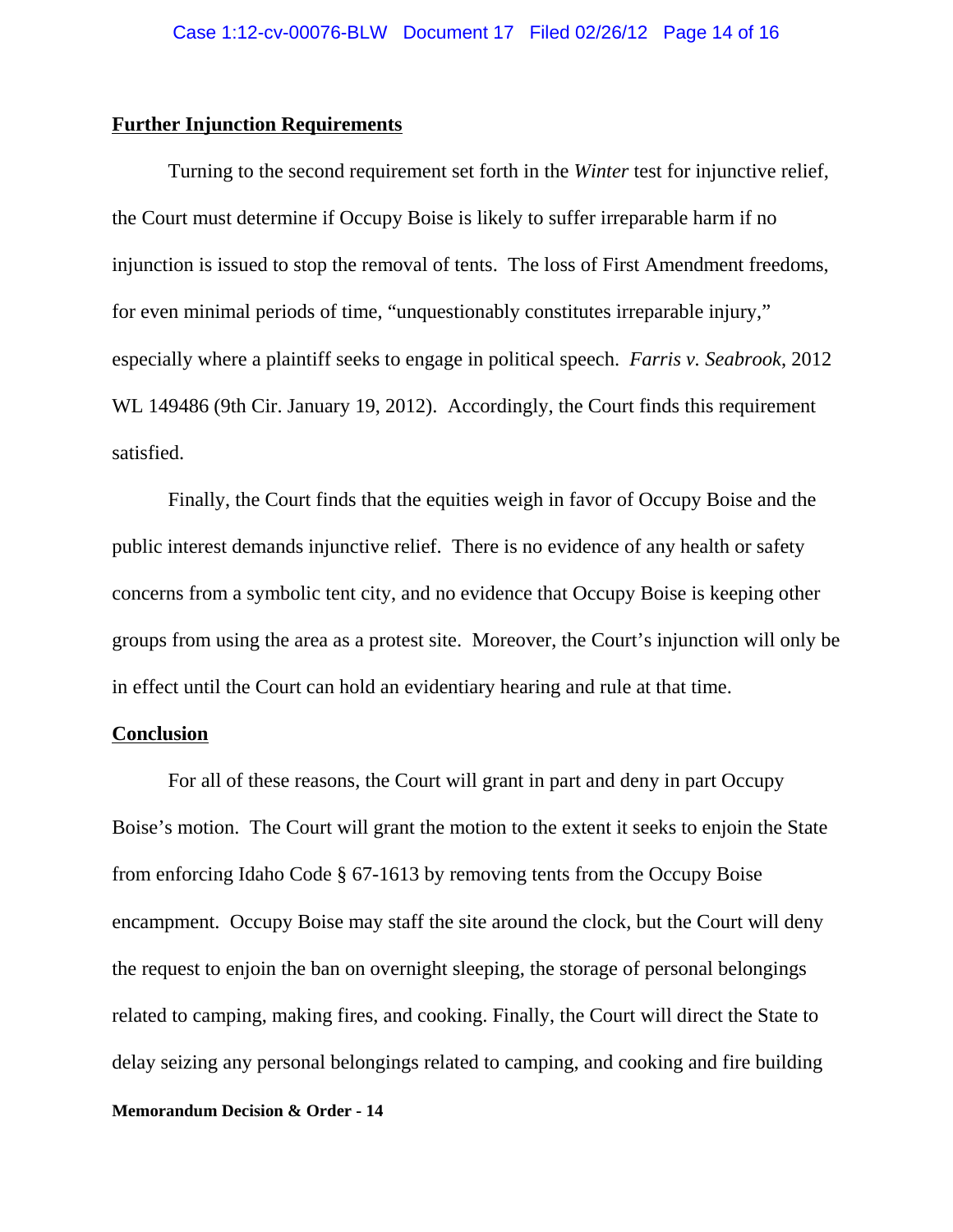**Further Injunction Requirements**

Turning to the second requirement set forth in the *Winter* test for injunctive relief, the Court must determine if Occupy Boise is likely to suffer irreparable harm if no injunction is issued to stop the removal of tents. The loss of First Amendment freedoms, for even minimal periods of time, "unquestionably constitutes irreparable injury," especially where a plaintiff seeks to engage in political speech. *Farris v. Seabrook*, 2012 WL 149486 (9th Cir. January 19, 2012). Accordingly, the Court finds this requirement satisfied.

Finally, the Court finds that the equities weigh in favor of Occupy Boise and the public interest demands injunctive relief. There is no evidence of any health or safety concerns from a symbolic tent city, and no evidence that Occupy Boise is keeping other groups from using the area as a protest site. Moreover, the Court's injunction will only be in effect until the Court can hold an evidentiary hearing and rule at that time.

**Conclusion**

For all of these reasons, the Court will grant in part and deny in part Occupy Boise's motion. The Court will grant the motion to the extent it seeks to enjoin the State from enforcing Idaho Code § 67-1613 by removing tents from the Occupy Boise encampment. Occupy Boise may staff the site around the clock, but the Court will deny the request to enjoin the ban on overnight sleeping, the storage of personal belongings related to camping, making fires, and cooking. Finally, the Court will direct the State to delay seizing any personal belongings related to camping, and cooking and fire building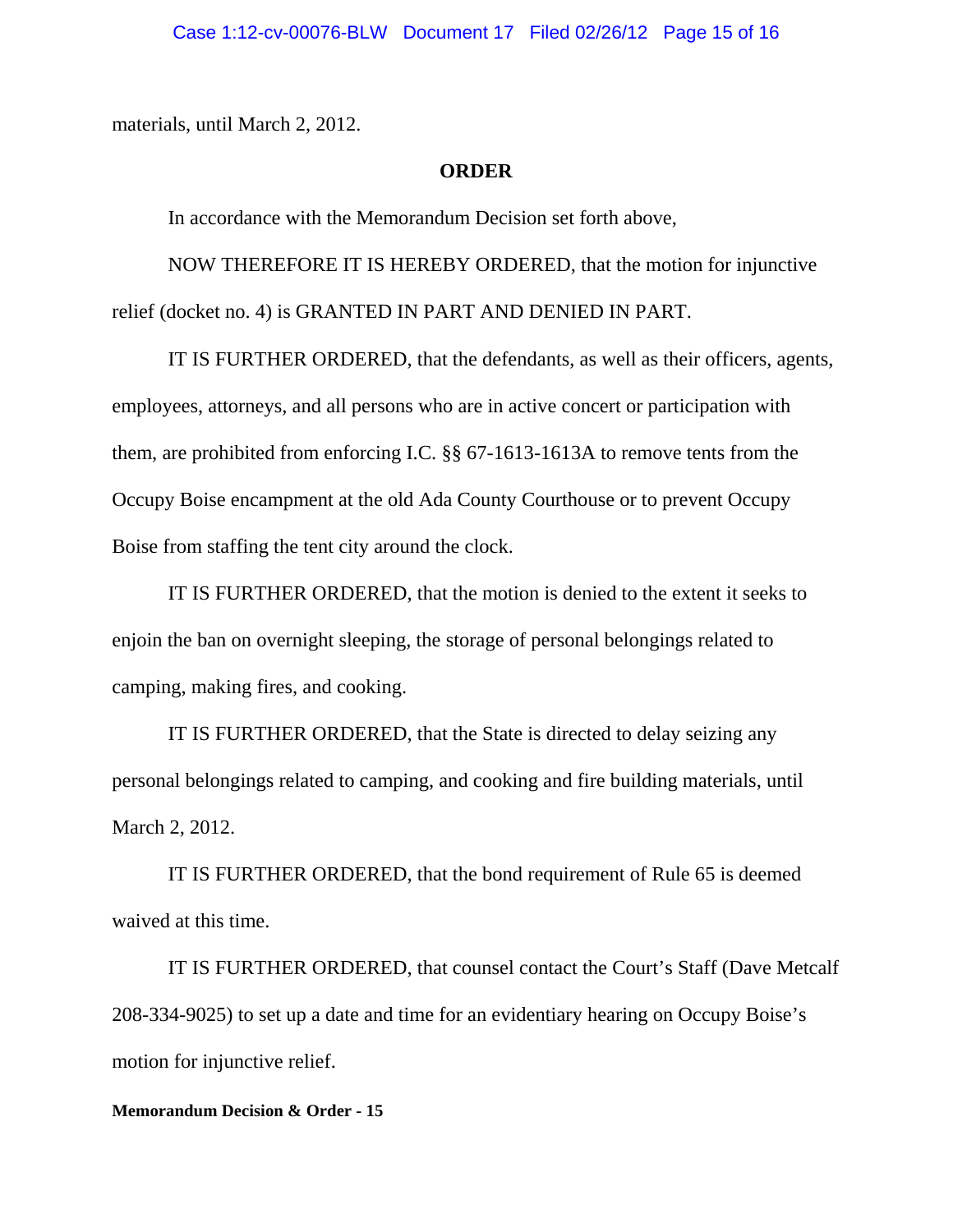materials, until March 2, 2012.

**ORDER**

In accordance with the Memorandum Decision set forth above,

NOW THEREFORE IT IS HEREBY ORDERED, that the motion for injunctive relief (docket no. 4) is GRANTED IN PART AND DENIED IN PART.

IT IS FURTHER ORDERED, that the defendants, as well as their officers, agents, employees, attorneys, and all persons who are in active concert or participation with them, are prohibited from enforcing I.C. §§ 67-1613-1613A to remove tents from the Occupy Boise encampment at the old Ada County Courthouse or to prevent Occupy Boise from staffing the tent city around the clock.

IT IS FURTHER ORDERED, that the motion is denied to the extent it seeks to enjoin the ban on overnight sleeping, the storage of personal belongings related to camping, making fires, and cooking.

IT IS FURTHER ORDERED, that the State is directed to delay seizing any personal belongings related to camping, and cooking and fire building materials, until March 2, 2012.

IT IS FURTHER ORDERED, that the bond requirement of Rule 65 is deemed waived at this time.

IT IS FURTHER ORDERED, that counsel contact the Court's Staff (Dave Metcalf 208-334-9025) to set up a date and time for an evidentiary hearing on Occupy Boise's motion for injunctive relief.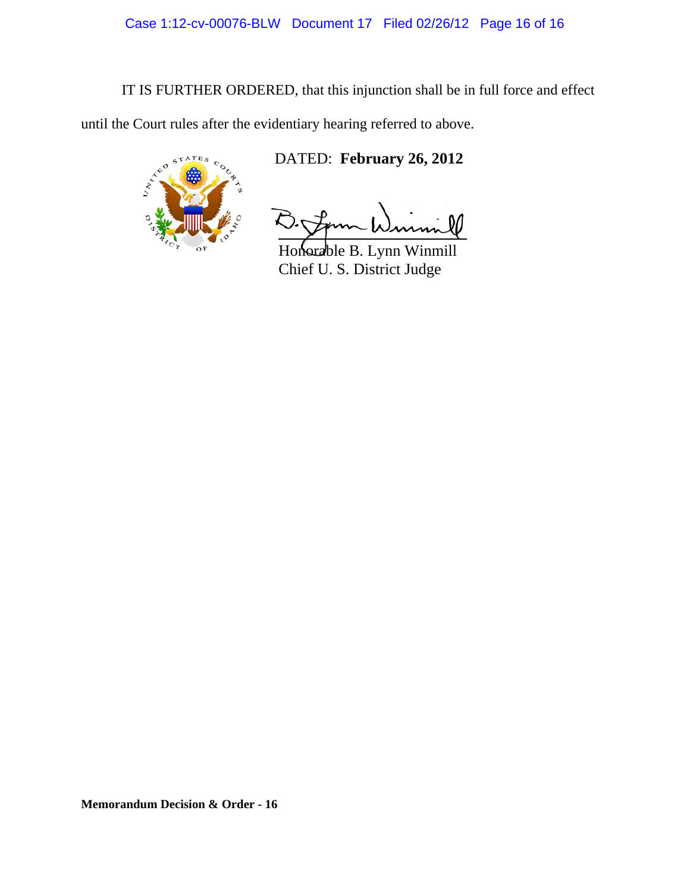IT IS FURTHER ORDERED, that this injunction shall be in full force and effect until the Court rules after the evidentiary hearing referred to above.

DATED: **February 26, 2012**

Honorable B. Lynn Winmill
Chief U. S. District Judge

**Memorandum Decision & Order - 16**